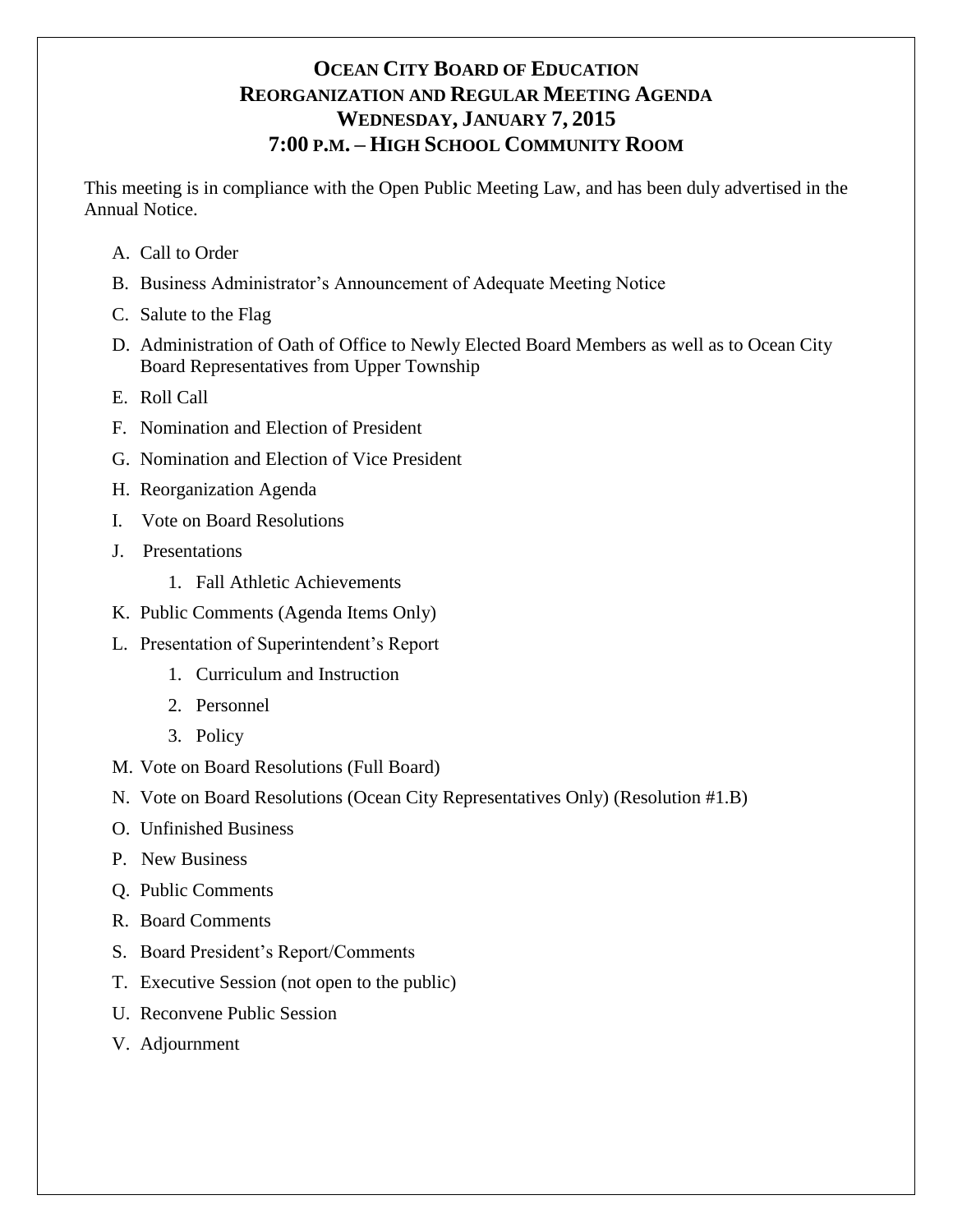# OCEAN CITY BOARD OF EDUCATION
## REORGANIZATION AND REGULAR MEETING AGENDA
## WEDNESDAY, JANUARY 7, 2015
## 7:00 P.M. – HIGH SCHOOL COMMUNITY ROOM

This meeting is in compliance with the Open Public Meeting Law, and has been duly advertised in the Annual Notice.

A. Call to Order

B. Business Administrator's Announcement of Adequate Meeting Notice

C. Salute to the Flag

D. Administration of Oath of Office to Newly Elected Board Members as well as to Ocean City Board Representatives from Upper Township

E. Roll Call

F. Nomination and Election of President

G. Nomination and Election of Vice President

H. Reorganization Agenda

I. Vote on Board Resolutions

J. Presentations
   1. Fall Athletic Achievements

K. Public Comments (Agenda Items Only)

L. Presentation of Superintendent's Report
   1. Curriculum and Instruction
   2. Personnel
   3. Policy

M. Vote on Board Resolutions (Full Board)

N. Vote on Board Resolutions (Ocean City Representatives Only) (Resolution #1.B)

O. Unfinished Business

P. New Business

Q. Public Comments

R. Board Comments

S. Board President's Report/Comments

T. Executive Session (not open to the public)

U. Reconvene Public Session

V. Adjournment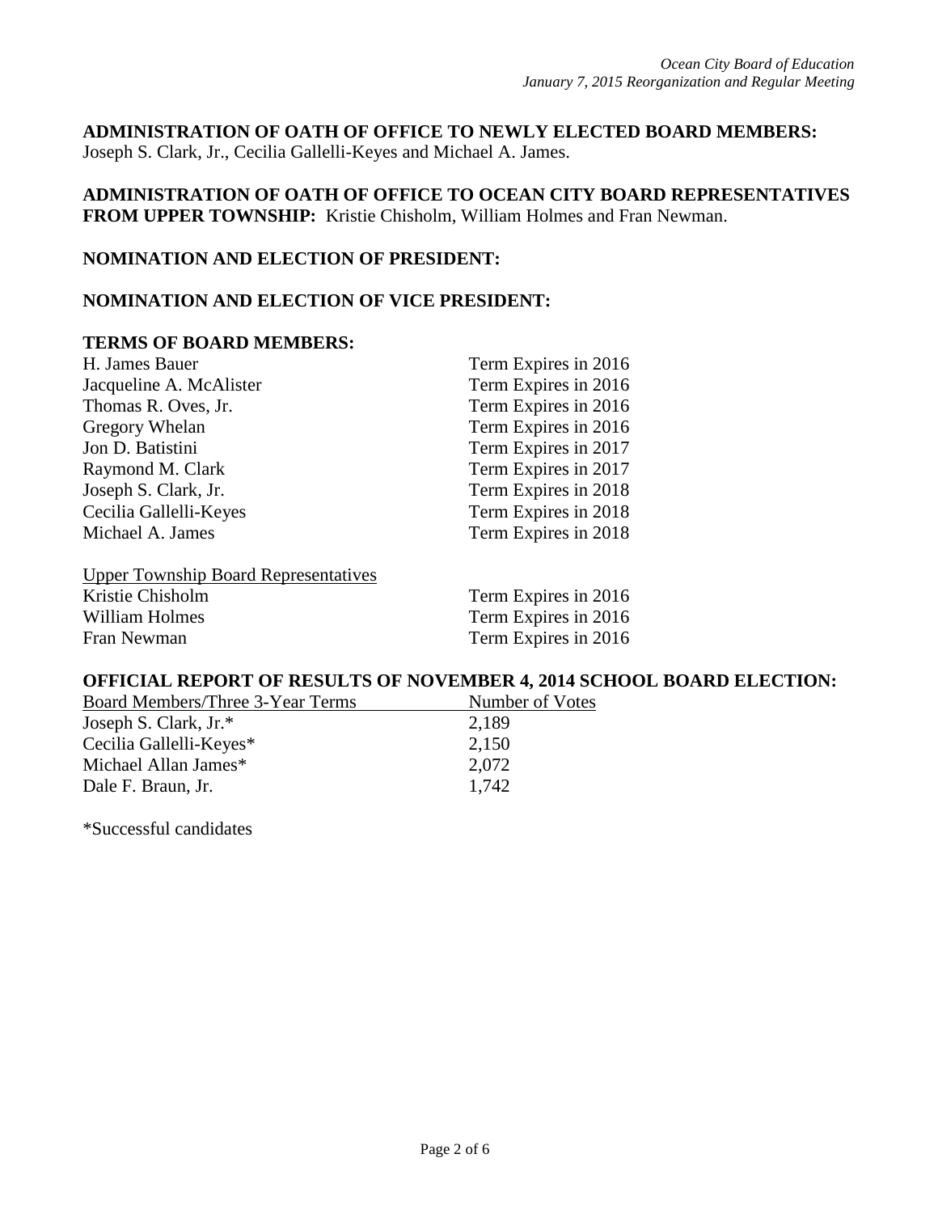**ADMINISTRATION OF OATH OF OFFICE TO NEWLY ELECTED BOARD MEMBERS:**
Joseph S. Clark, Jr., Cecilia Gallelli-Keyes and Michael A. James.

**ADMINISTRATION OF OATH OF OFFICE TO OCEAN CITY BOARD REPRESENTATIVES FROM UPPER TOWNSHIP:** Kristie Chisholm, William Holmes and Fran Newman.

**NOMINATION AND ELECTION OF PRESIDENT:**

**NOMINATION AND ELECTION OF VICE PRESIDENT:**

**TERMS OF BOARD MEMBERS:**

| | |
|---|---|
| H. James Bauer | Term Expires in 2016 |
| Jacqueline A. McAlister | Term Expires in 2016 |
| Thomas R. Oves, Jr. | Term Expires in 2016 |
| Gregory Whelan | Term Expires in 2016 |
| Jon D. Batistini | Term Expires in 2017 |
| Raymond M. Clark | Term Expires in 2017 |
| Joseph S. Clark, Jr. | Term Expires in 2018 |
| Cecilia Gallelli-Keyes | Term Expires in 2018 |
| Michael A. James | Term Expires in 2018 |

| Upper Township Board Representatives | |
|---|---|
| Kristie Chisholm | Term Expires in 2016 |
| William Holmes | Term Expires in 2016 |
| Fran Newman | Term Expires in 2016 |

**OFFICIAL REPORT OF RESULTS OF NOVEMBER 4, 2014 SCHOOL BOARD ELECTION:**

| Board Members/Three 3-Year Terms | Number of Votes |
|---|---|
| Joseph S. Clark, Jr.* | 2,189 |
| Cecilia Gallelli-Keyes* | 2,150 |
| Michael Allan James* | 2,072 |
| Dale F. Braun, Jr. | 1,742 |

*Successful candidates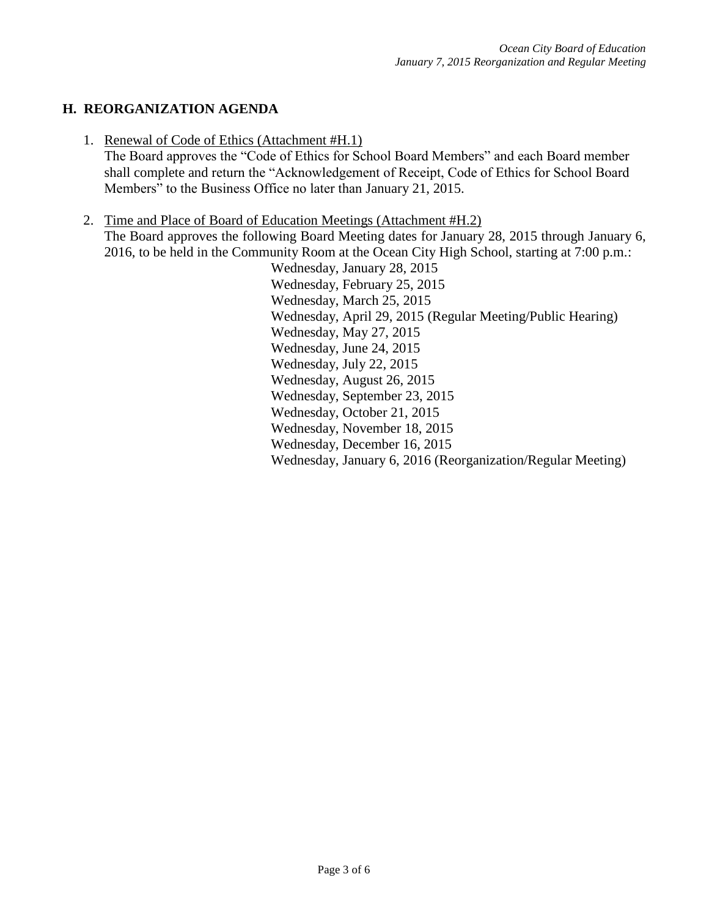## H. REORGANIZATION AGENDA

1. Renewal of Code of Ethics (Attachment #H.1)
   The Board approves the "Code of Ethics for School Board Members" and each Board member shall complete and return the "Acknowledgement of Receipt, Code of Ethics for School Board Members" to the Business Office no later than January 21, 2015.

2. Time and Place of Board of Education Meetings (Attachment #H.2)
   The Board approves the following Board Meeting dates for January 28, 2015 through January 6, 2016, to be held in the Community Room at the Ocean City High School, starting at 7:00 p.m.:

   Wednesday, January 28, 2015
   Wednesday, February 25, 2015
   Wednesday, March 25, 2015
   Wednesday, April 29, 2015 (Regular Meeting/Public Hearing)
   Wednesday, May 27, 2015
   Wednesday, June 24, 2015
   Wednesday, July 22, 2015
   Wednesday, August 26, 2015
   Wednesday, September 23, 2015
   Wednesday, October 21, 2015
   Wednesday, November 18, 2015
   Wednesday, December 16, 2015
   Wednesday, January 6, 2016 (Reorganization/Regular Meeting)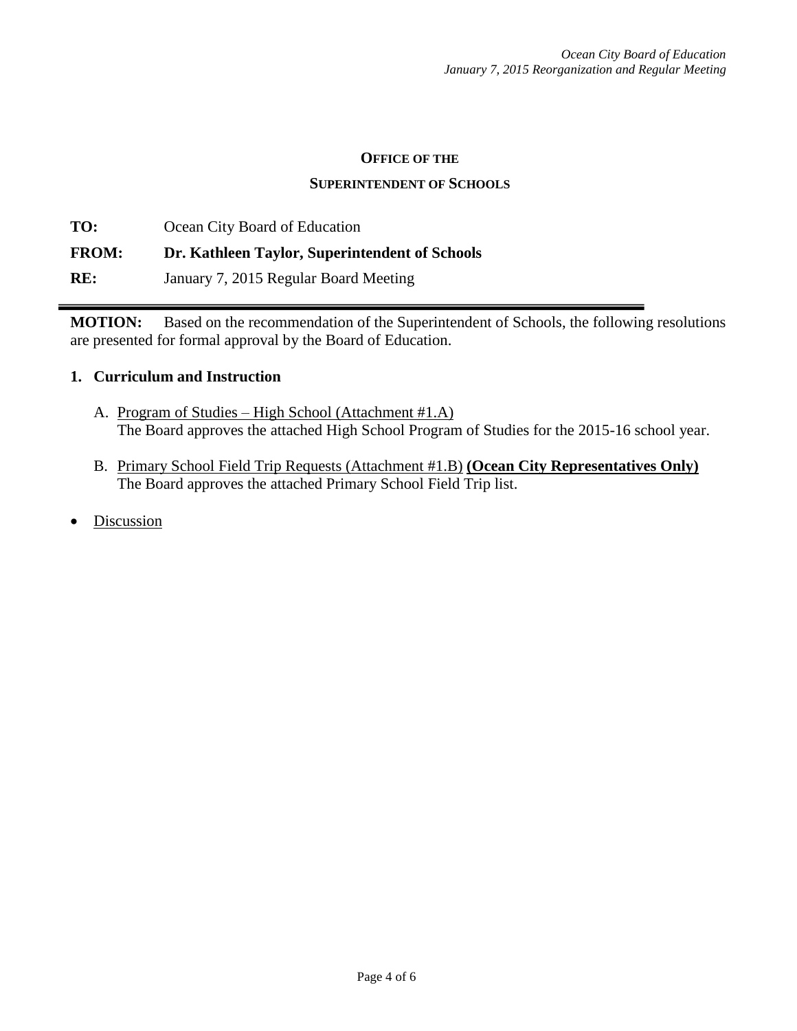**OFFICE OF THE**

**SUPERINTENDENT OF SCHOOLS**

**TO:** Ocean City Board of Education

**FROM:** **Dr. Kathleen Taylor, Superintendent of Schools**

**RE:** January 7, 2015 Regular Board Meeting

---

**MOTION:** Based on the recommendation of the Superintendent of Schools, the following resolutions are presented for formal approval by the Board of Education.

**1. Curriculum and Instruction**

A. Program of Studies – High School (Attachment #1.A)
The Board approves the attached High School Program of Studies for the 2015-16 school year.

B. Primary School Field Trip Requests (Attachment #1.B) **(Ocean City Representatives Only)**
The Board approves the attached Primary School Field Trip list.

- Discussion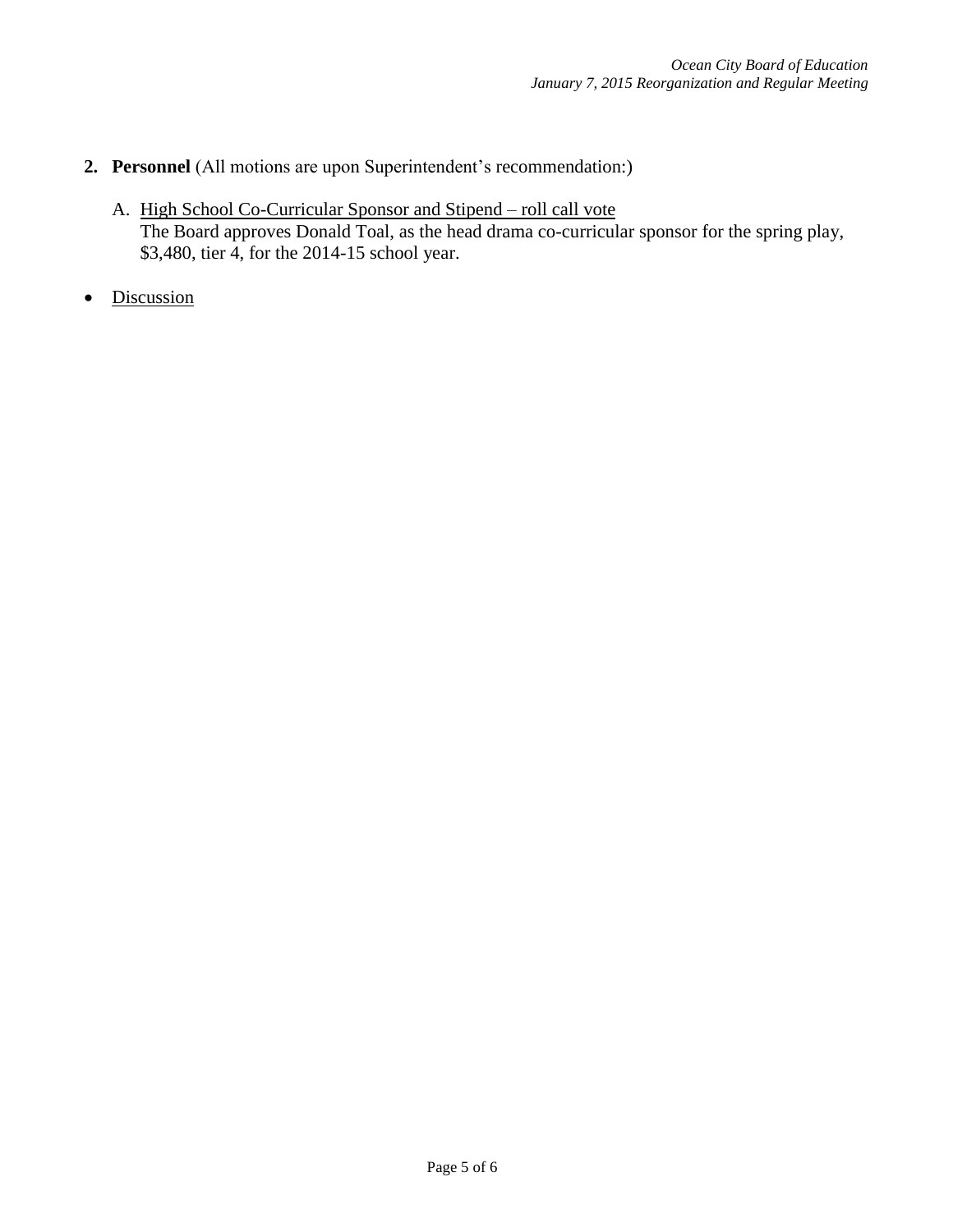2. **Personnel** (All motions are upon Superintendent's recommendation:)

   A. <u>High School Co-Curricular Sponsor and Stipend – roll call vote</u>
   The Board approves Donald Toal, as the head drama co-curricular sponsor for the spring play, $3,480, tier 4, for the 2014-15 school year.

- <u>Discussion</u>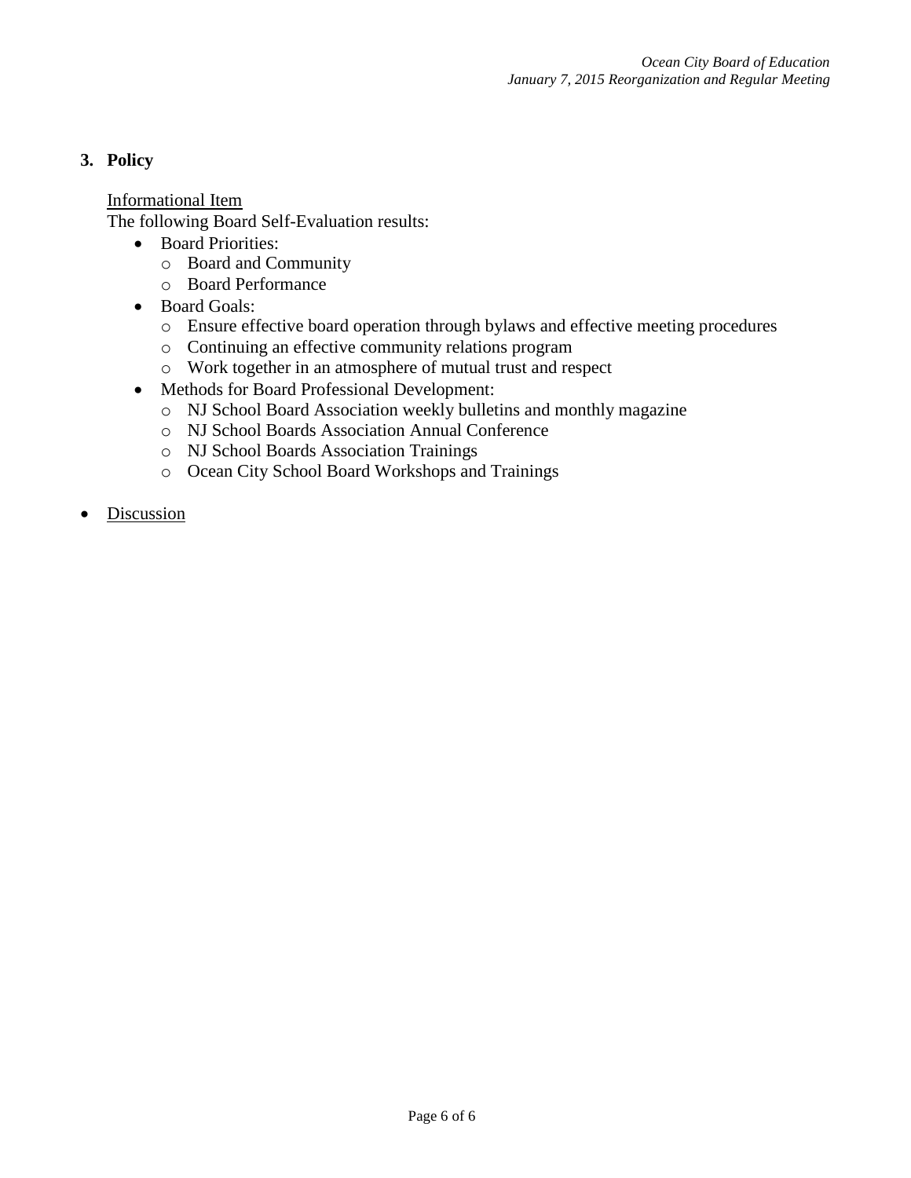**3. Policy**

Informational Item

The following Board Self-Evaluation results:

- Board Priorities:
  - Board and Community
  - Board Performance
- Board Goals:
  - Ensure effective board operation through bylaws and effective meeting procedures
  - Continuing an effective community relations program
  - Work together in an atmosphere of mutual trust and respect
- Methods for Board Professional Development:
  - NJ School Board Association weekly bulletins and monthly magazine
  - NJ School Boards Association Annual Conference
  - NJ School Boards Association Trainings
  - Ocean City School Board Workshops and Trainings

- Discussion